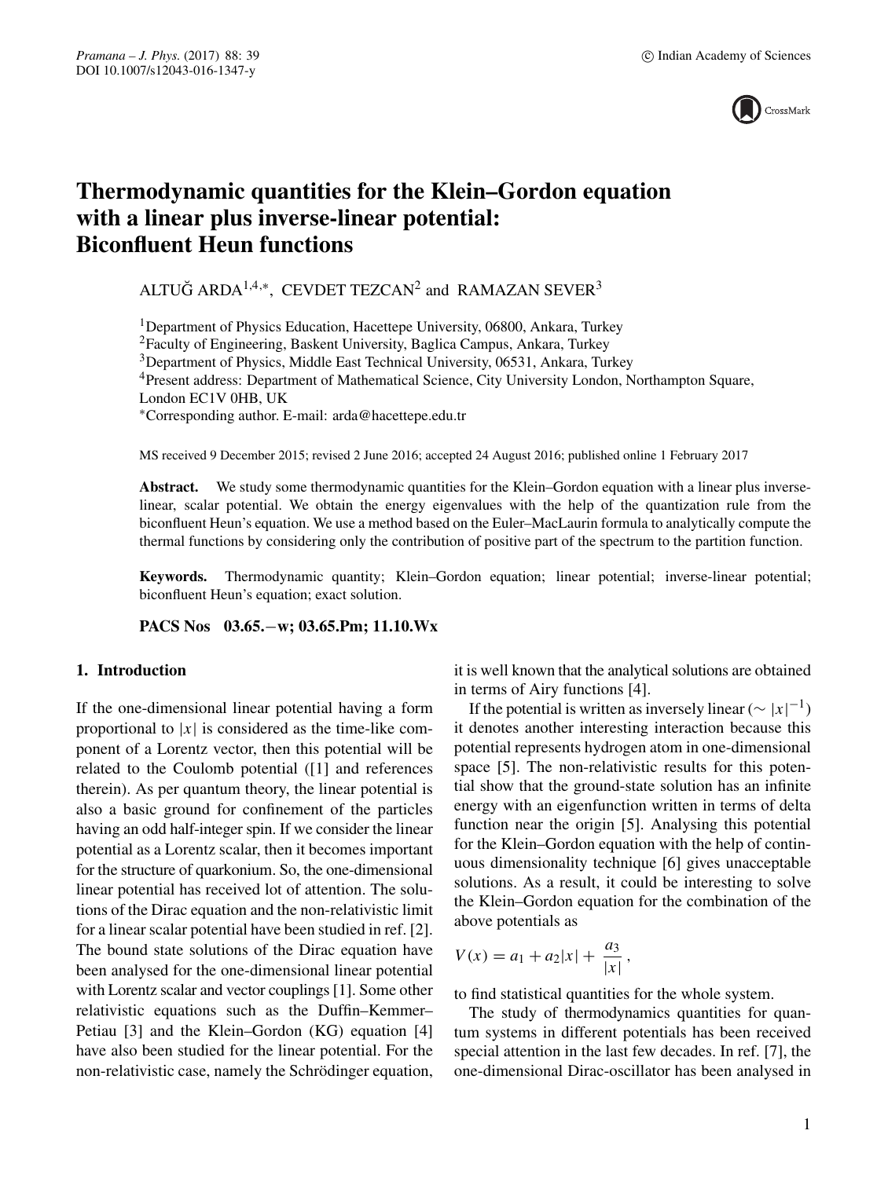# Thermodynamic quantities for the Klein–Gordon equation with a linear plus inverse-linear potential: Biconfluent Heun functions

ALTUĞ ARDA[1,4,*], CEVDET TEZCAN[2] and RAMAZAN SEVER[3]

[1]Department of Physics Education, Hacettepe University, 06800, Ankara, Turkey
[2]Faculty of Engineering, Baskent University, Baglica Campus, Ankara, Turkey
[3]Department of Physics, Middle East Technical University, 06531, Ankara, Turkey
[4]Present address: Department of Mathematical Science, City University London, Northampton Square, London EC1V 0HB, UK
[*]Corresponding author. E-mail: arda@hacettepe.edu.tr

MS received 9 December 2015; revised 2 June 2016; accepted 24 August 2016; published online 1 February 2017

**Abstract.** We study some thermodynamic quantities for the Klein–Gordon equation with a linear plus inverse-linear, scalar potential. We obtain the energy eigenvalues with the help of the quantization rule from the biconfluent Heun's equation. We use a method based on the Euler–MacLaurin formula to analytically compute the thermal functions by considering only the contribution of positive part of the spectrum to the partition function.

**Keywords.** Thermodynamic quantity; Klein–Gordon equation; linear potential; inverse-linear potential; biconfluent Heun's equation; exact solution.

**PACS Nos** 03.65.−w; 03.65.Pm; 11.10.Wx

## 1. Introduction

If the one-dimensional linear potential having a form proportional to $|x|$ is considered as the time-like component of a Lorentz vector, then this potential will be related to the Coulomb potential ([1] and references therein). As per quantum theory, the linear potential is also a basic ground for confinement of the particles having an odd half-integer spin. If we consider the linear potential as a Lorentz scalar, then it becomes important for the structure of quarkonium. So, the one-dimensional linear potential has received lot of attention. The solutions of the Dirac equation and the non-relativistic limit for a linear scalar potential have been studied in ref. [2]. The bound state solutions of the Dirac equation have been analysed for the one-dimensional linear potential with Lorentz scalar and vector couplings [1]. Some other relativistic equations such as the Duffin–Kemmer–Petiau [3] and the Klein–Gordon (KG) equation [4] have also been studied for the linear potential. For the non-relativistic case, namely the Schrödinger equation, it is well known that the analytical solutions are obtained in terms of Airy functions [4].

If the potential is written as inversely linear ($\sim |x|^{-1}$) it denotes another interesting interaction because this potential represents hydrogen atom in one-dimensional space [5]. The non-relativistic results for this potential show that the ground-state solution has an infinite energy with an eigenfunction written in terms of delta function near the origin [5]. Analysing this potential for the Klein–Gordon equation with the help of continuous dimensionality technique [6] gives unacceptable solutions. As a result, it could be interesting to solve the Klein–Gordon equation for the combination of the above potentials as

$$V(x) = a_1 + a_2|x| + \frac{a_3}{|x|}\,,$$

to find statistical quantities for the whole system.

The study of thermodynamics quantities for quantum systems in different potentials has been received special attention in the last few decades. In ref. [7], the one-dimensional Dirac-oscillator has been analysed in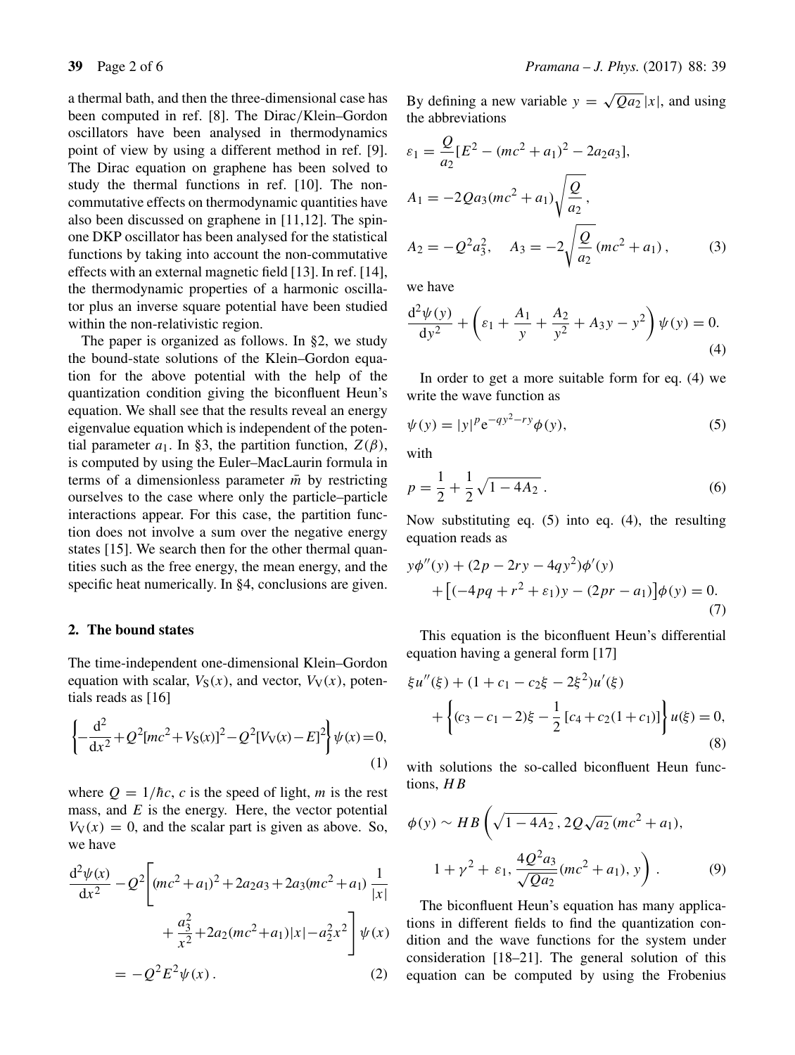a thermal bath, and then the three-dimensional case has been computed in ref. [8]. The Dirac/Klein–Gordon oscillators have been analysed in thermodynamics point of view by using a different method in ref. [9]. The Dirac equation on graphene has been solved to study the thermal functions in ref. [10]. The non-commutative effects on thermodynamic quantities have also been discussed on graphene in [11,12]. The spin-one DKP oscillator has been analysed for the statistical functions by taking into account the non-commutative effects with an external magnetic field [13]. In ref. [14], the thermodynamic properties of a harmonic oscillator plus an inverse square potential have been studied within the non-relativistic region.

The paper is organized as follows. In §2, we study the bound-state solutions of the Klein–Gordon equation for the above potential with the help of the quantization condition giving the biconfluent Heun's equation. We shall see that the results reveal an energy eigenvalue equation which is independent of the potential parameter $a_1$. In §3, the partition function, $Z(\beta)$, is computed by using the Euler–MacLaurin formula in terms of a dimensionless parameter $\bar{m}$ by restricting ourselves to the case where only the particle–particle interactions appear. For this case, the partition function does not involve a sum over the negative energy states [15]. We search then for the other thermal quantities such as the free energy, the mean energy, and the specific heat numerically. In §4, conclusions are given.

## 2. The bound states

The time-independent one-dimensional Klein–Gordon equation with scalar, $V_S(x)$, and vector, $V_V(x)$, potentials reads as [16]

$$\left\{-\frac{\mathrm{d}^2}{\mathrm{d}x^2}+Q^2[mc^2+V_S(x)]^2-Q^2[V_V(x)-E]^2\right\}\psi(x)=0, \tag{1}$$

where $Q = 1/\hbar c$, $c$ is the speed of light, $m$ is the rest mass, and $E$ is the energy. Here, the vector potential $V_V(x) = 0$, and the scalar part is given as above. So, we have

$$\frac{\mathrm{d}^2\psi(x)}{\mathrm{d}x^2}-Q^2\left[(mc^2+a_1)^2+2a_2a_3+2a_3(mc^2+a_1)\frac{1}{|x|}+\frac{a_3^2}{x^2}+2a_2(mc^2+a_1)|x|-a_2^2x^2\right]\psi(x)=-Q^2E^2\psi(x)\,. \tag{2}$$

By defining a new variable $y = \sqrt{Qa_2}\,|x|$, and using the abbreviations

$$\varepsilon_1=\frac{Q}{a_2}[E^2-(mc^2+a_1)^2-2a_2a_3],$$

$$A_1=-2Qa_3(mc^2+a_1)\sqrt{\frac{Q}{a_2}}\,,$$

$$A_2=-Q^2a_3^2,\quad A_3=-2\sqrt{\frac{Q}{a_2}}\,(mc^2+a_1)\,, \tag{3}$$

we have

$$\frac{\mathrm{d}^2\psi(y)}{\mathrm{d}y^2}+\left(\varepsilon_1+\frac{A_1}{y}+\frac{A_2}{y^2}+A_3y-y^2\right)\psi(y)=0. \tag{4}$$

In order to get a more suitable form for eq. (4) we write the wave function as

$$\psi(y)=|y|^p\mathrm{e}^{-qy^2-ry}\phi(y), \tag{5}$$

with

$$p=\frac{1}{2}+\frac{1}{2}\sqrt{1-4A_2}\,. \tag{6}$$

Now substituting eq. (5) into eq. (4), the resulting equation reads as

$$y\phi''(y)+(2p-2ry-4qy^2)\phi'(y)+\left[(-4pq+r^2+\varepsilon_1)y-(2pr-a_1)\right]\phi(y)=0. \tag{7}$$

This equation is the biconfluent Heun's differential equation having a general form [17]

$$\xi u''(\xi)+(1+c_1-c_2\xi-2\xi^2)u'(\xi)+\left\{(c_3-c_1-2)\xi-\frac{1}{2}\left[c_4+c_2(1+c_1)\right]\right\}u(\xi)=0, \tag{8}$$

with solutions the so-called biconfluent Heun functions, $HB$

$$\phi(y)\sim HB\left(\sqrt{1-4A_2}\,,2Q\sqrt{a_2}(mc^2+a_1),\; 1+\gamma^2+\varepsilon_1,\frac{4Q^2a_3}{\sqrt{Qa_2}}(mc^2+a_1),y\right). \tag{9}$$

The biconfluent Heun's equation has many applications in different fields to find the quantization condition and the wave functions for the system under consideration [18–21]. The general solution of this equation can be computed by using the Frobenius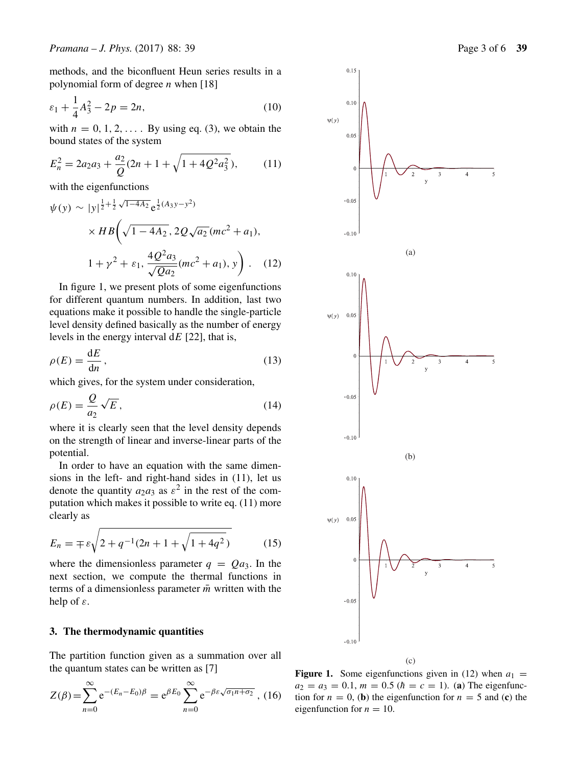methods, and the biconfluent Heun series results in a polynomial form of degree $n$ when [18]

$$\varepsilon_1 + \frac{1}{4}A_3^2 - 2p = 2n, \tag{10}$$

with $n = 0, 1, 2, \ldots$. By using eq. (3), we obtain the bound states of the system

$$E_n^2 = 2a_2 a_3 + \frac{a_2}{Q}\left(2n + 1 + \sqrt{1 + 4Q^2 a_3^2}\right), \tag{11}$$

with the eigenfunctions

$$\psi(y) \sim |y|^{\frac{1}{2}+\frac{1}{2}\sqrt{1-4A_2}}\, \mathrm{e}^{\frac{1}{2}(A_3 y - y^2)} \times HB\Bigg(\sqrt{1-4A_2}\,, 2Q\sqrt{a_2}\,(mc^2 + a_1), 1 + \gamma^2 + \varepsilon_1, \frac{4Q^2 a_3}{\sqrt{Qa_2}}(mc^2 + a_1), y\Bigg). \tag{12}$$

In figure 1, we present plots of some eigenfunctions for different quantum numbers. In addition, last two equations make it possible to handle the single-particle level density defined basically as the number of energy levels in the energy interval $\mathrm{d}E$ [22], that is,

$$\rho(E) = \frac{\mathrm{d}E}{\mathrm{d}n}, \tag{13}$$

which gives, for the system under consideration,

$$\rho(E) = \frac{Q}{a_2}\sqrt{E}, \tag{14}$$

where it is clearly seen that the level density depends on the strength of linear and inverse-linear parts of the potential.

In order to have an equation with the same dimensions in the left- and right-hand sides in (11), let us denote the quantity $a_2 a_3$ as $\varepsilon^2$ in the rest of the computation which makes it possible to write eq. (11) more clearly as

$$E_n = \mp\varepsilon\sqrt{2 + q^{-1}\left(2n + 1 + \sqrt{1 + 4q^2}\right)} \tag{15}$$

where the dimensionless parameter $q = Qa_3$. In the next section, we compute the thermal functions in terms of a dimensionless parameter $\bar{m}$ written with the help of $\varepsilon$.

## 3. The thermodynamic quantities

The partition function given as a summation over all the quantum states can be written as [7]

$$Z(\beta) = \sum_{n=0}^{\infty} \mathrm{e}^{-(E_n - E_0)\beta} = \mathrm{e}^{\beta E_0} \sum_{n=0}^{\infty} \mathrm{e}^{-\beta\varepsilon\sqrt{\sigma_1 n + \sigma_2}}, \tag{16}$$

**Figure 1.** Some eigenfunctions given in (12) when $a_1 = a_2 = a_3 = 0.1$, $m = 0.5$ ($\hbar = c = 1$). (**a**) The eigenfunction for $n = 0$, (**b**) the eigenfunction for $n = 5$ and (**c**) the eigenfunction for $n = 10$.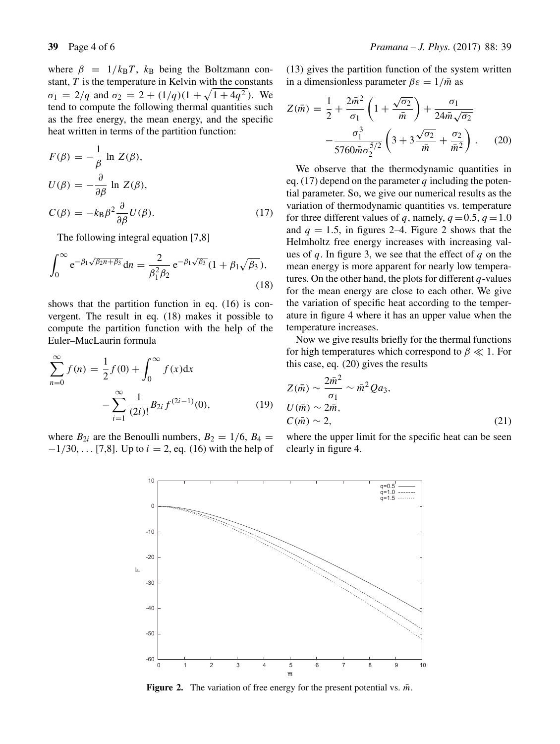where $\beta = 1/k_B T$, $k_B$ being the Boltzmann constant, $T$ is the temperature in Kelvin with the constants $\sigma_1 = 2/q$ and $\sigma_2 = 2 + (1/q)(1 + \sqrt{1+4q^2})$. We tend to compute the following thermal quantities such as the free energy, the mean energy, and the specific heat written in terms of the partition function:

$$
\begin{aligned}
F(\beta) &= -\frac{1}{\beta} \ln Z(\beta), \\
U(\beta) &= -\frac{\partial}{\partial \beta} \ln Z(\beta), \\
C(\beta) &= -k_B \beta^2 \frac{\partial}{\partial \beta} U(\beta).
\end{aligned}
\tag{17}
$$

The following integral equation [7,8]

$$
\int_0^\infty e^{-\beta_1 \sqrt{\beta_2 n + \beta_3}} \mathrm{d}n = \frac{2}{\beta_1^2 \beta_2} e^{-\beta_1 \sqrt{\beta_3}} (1 + \beta_1 \sqrt{\beta_3}),
\tag{18}
$$

shows that the partition function in eq. (16) is convergent. The result in eq. (18) makes it possible to compute the partition function with the help of the Euler–MacLaurin formula

$$
\sum_{n=0}^\infty f(n) = \frac{1}{2} f(0) + \int_0^\infty f(x) \mathrm{d}x - \sum_{i=1}^\infty \frac{1}{(2i)!} B_{2i} f^{(2i-1)}(0),
\tag{19}
$$

where $B_{2i}$ are the Benoulli numbers, $B_2 = 1/6$, $B_4 = -1/30, \ldots$ [7,8]. Up to $i = 2$, eq. (16) with the help of (13) gives the partition function of the system written in a dimensionless parameter $\beta\varepsilon = 1/\bar{m}$ as

$$
Z(\bar{m}) = \frac{1}{2} + \frac{2\bar{m}^2}{\sigma_1}\left(1 + \frac{\sqrt{\sigma_2}}{\bar{m}}\right) + \frac{\sigma_1}{24\bar{m}\sqrt{\sigma_2}} - \frac{\sigma_1^3}{5760\bar{m}\sigma_2^{5/2}}\left(3 + 3\frac{\sqrt{\sigma_2}}{\bar{m}} + \frac{\sigma_2}{\bar{m}^2}\right).
\tag{20}
$$

We observe that the thermodynamic quantities in eq. (17) depend on the parameter $q$ including the potential parameter. So, we give our numerical results as the variation of thermodynamic quantities vs. temperature for three different values of $q$, namely, $q = 0.5$, $q = 1.0$ and $q = 1.5$, in figures 2–4. Figure 2 shows that the Helmholtz free energy increases with increasing values of $q$. In figure 3, we see that the effect of $q$ on the mean energy is more apparent for nearly low temperatures. On the other hand, the plots for different $q$-values for the mean energy are close to each other. We give the variation of specific heat according to the temperature in figure 4 where it has an upper value when the temperature increases.

Now we give results briefly for the thermal functions for high temperatures which correspond to $\beta \ll 1$. For this case, eq. (20) gives the results

$$
\begin{aligned}
Z(\bar{m}) &\sim \frac{2\bar{m}^2}{\sigma_1} \sim \bar{m}^2 Q a_3, \\
U(\bar{m}) &\sim 2\bar{m}, \\
C(\bar{m}) &\sim 2,
\end{aligned}
\tag{21}
$$

where the upper limit for the specific heat can be seen clearly in figure 4.

**Figure 2.** The variation of free energy for the present potential vs. $\bar{m}$.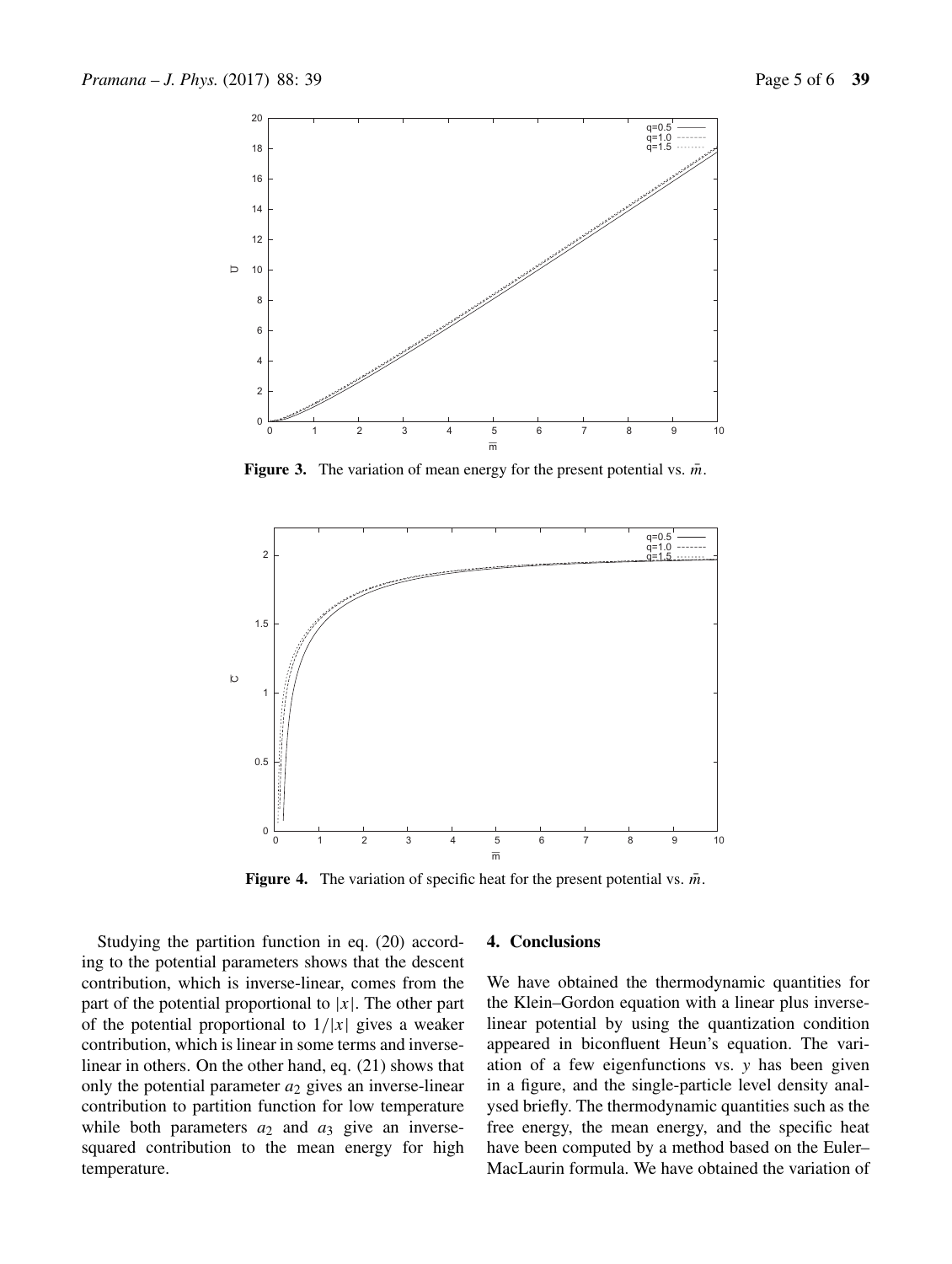**Figure 3.** The variation of mean energy for the present potential vs. $\bar{m}$.

**Figure 4.** The variation of specific heat for the present potential vs. $\bar{m}$.

Studying the partition function in eq. (20) according to the potential parameters shows that the descent contribution, which is inverse-linear, comes from the part of the potential proportional to $|x|$. The other part of the potential proportional to $1/|x|$ gives a weaker contribution, which is linear in some terms and inverse-linear in others. On the other hand, eq. (21) shows that only the potential parameter $a_2$ gives an inverse-linear contribution to partition function for low temperature while both parameters $a_2$ and $a_3$ give an inverse-squared contribution to the mean energy for high temperature.

## 4. Conclusions

We have obtained the thermodynamic quantities for the Klein–Gordon equation with a linear plus inverse-linear potential by using the quantization condition appeared in biconfluent Heun's equation. The variation of a few eigenfunctions vs. $y$ has been given in a figure, and the single-particle level density analysed briefly. The thermodynamic quantities such as the free energy, the mean energy, and the specific heat have been computed by a method based on the Euler–MacLaurin formula. We have obtained the variation of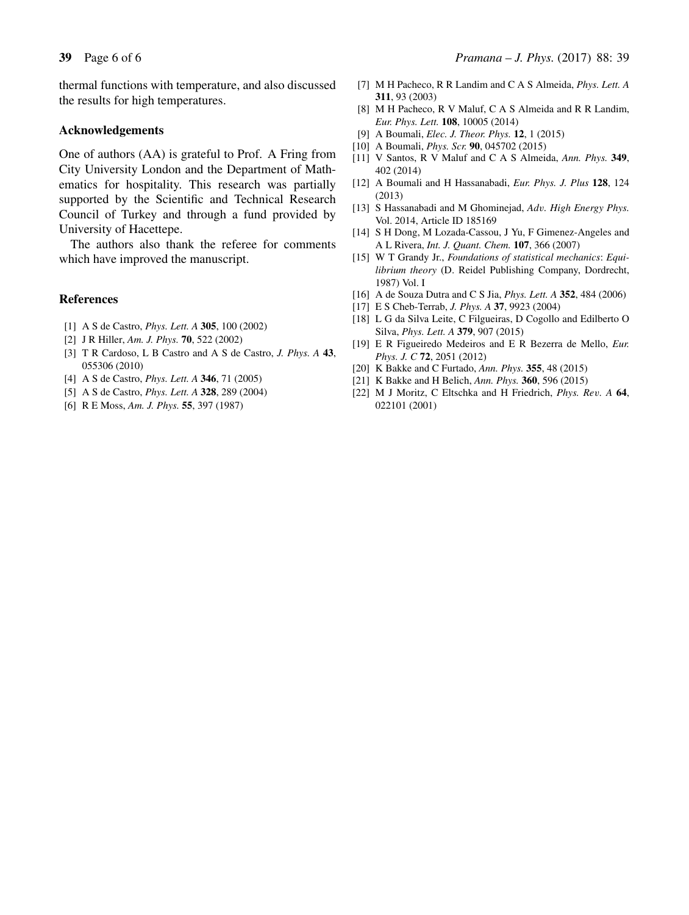thermal functions with temperature, and also discussed the results for high temperatures.

## Acknowledgements

One of authors (AA) is grateful to Prof. A Fring from City University London and the Department of Mathematics for hospitality. This research was partially supported by the Scientific and Technical Research Council of Turkey and through a fund provided by University of Hacettepe.

The authors also thank the referee for comments which have improved the manuscript.

## References

[1] A S de Castro, *Phys. Lett. A* **305**, 100 (2002)
[2] J R Hiller, *Am. J. Phys.* **70**, 522 (2002)
[3] T R Cardoso, L B Castro and A S de Castro, *J. Phys. A* **43**, 055306 (2010)
[4] A S de Castro, *Phys. Lett. A* **346**, 71 (2005)
[5] A S de Castro, *Phys. Lett. A* **328**, 289 (2004)
[6] R E Moss, *Am. J. Phys.* **55**, 397 (1987)
[7] M H Pacheco, R R Landim and C A S Almeida, *Phys. Lett. A* **311**, 93 (2003)
[8] M H Pacheco, R V Maluf, C A S Almeida and R R Landim, *Eur. Phys. Lett.* **108**, 10005 (2014)
[9] A Boumali, *Elec. J. Theor. Phys.* **12**, 1 (2015)
[10] A Boumali, *Phys. Scr.* **90**, 045702 (2015)
[11] V Santos, R V Maluf and C A S Almeida, *Ann. Phys.* **349**, 402 (2014)
[12] A Boumali and H Hassanabadi, *Eur. Phys. J. Plus* **128**, 124 (2013)
[13] S Hassanabadi and M Ghominejad, *Adv. High Energy Phys.* Vol. 2014, Article ID 185169
[14] S H Dong, M Lozada-Cassou, J Yu, F Gimenez-Angeles and A L Rivera, *Int. J. Quant. Chem.* **107**, 366 (2007)
[15] W T Grandy Jr., *Foundations of statistical mechanics*: *Equilibrium theory* (D. Reidel Publishing Company, Dordrecht, 1987) Vol. I
[16] A de Souza Dutra and C S Jia, *Phys. Lett. A* **352**, 484 (2006)
[17] E S Cheb-Terrab, *J. Phys. A* **37**, 9923 (2004)
[18] L G da Silva Leite, C Filgueiras, D Cogollo and Edilberto O Silva, *Phys. Lett. A* **379**, 907 (2015)
[19] E R Figueiredo Medeiros and E R Bezerra de Mello, *Eur. Phys. J. C* **72**, 2051 (2012)
[20] K Bakke and C Furtado, *Ann. Phys.* **355**, 48 (2015)
[21] K Bakke and H Belich, *Ann. Phys.* **360**, 596 (2015)
[22] M J Moritz, C Eltschka and H Friedrich, *Phys. Rev. A* **64**, 022101 (2001)